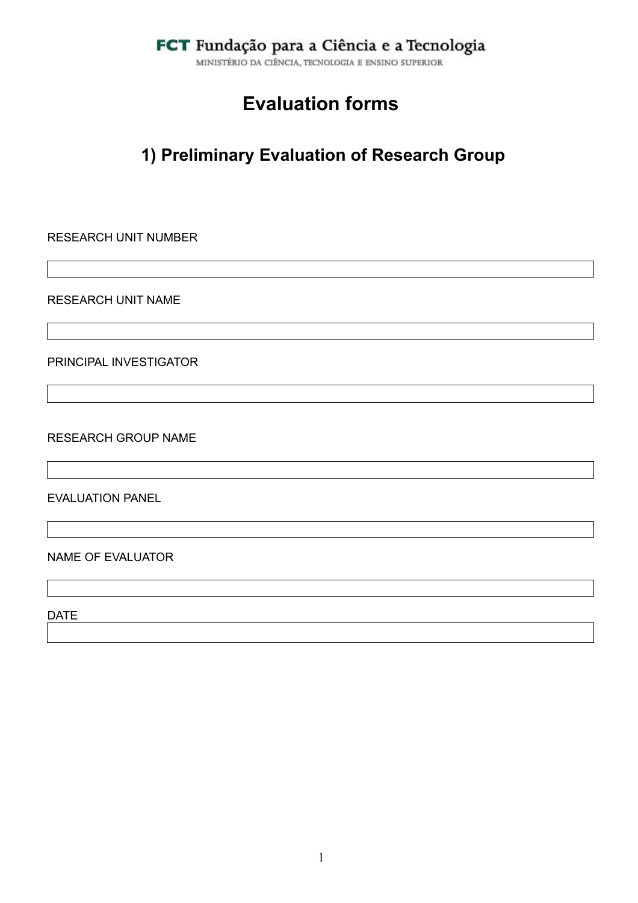FCT Fundação para a Ciência e a Tecnologia

MINISTÉRIO DA CIÊNCIA, TECNOLOGIA E ENSINO SUPERIOR

# Evaluation forms

## 1) Preliminary Evaluation of Research Group

RESEARCH UNIT NUMBER

| |
|---|

RESEARCH UNIT NAME

| |
|---|

PRINCIPAL INVESTIGATOR

| |
|---|

RESEARCH GROUP NAME

| |
|---|

EVALUATION PANEL

| |
|---|

NAME OF EVALUATOR

| |
|---|

DATE

| |
|---|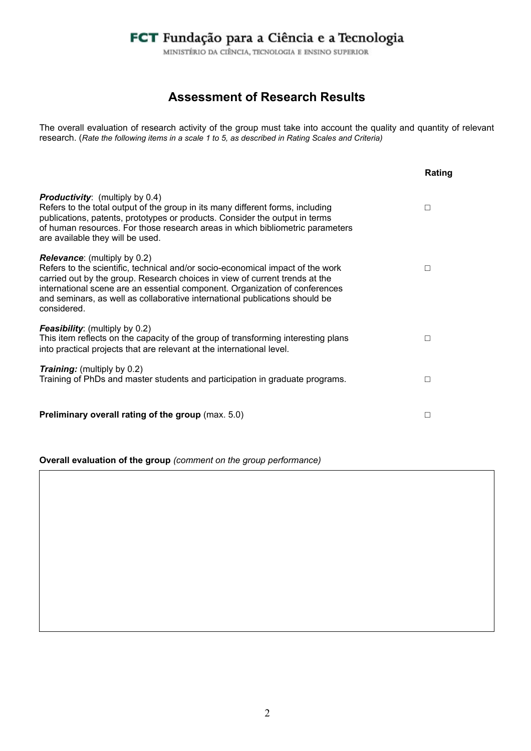FCT Fundação para a Ciência e a Tecnologia

MINISTÉRIO DA CIÊNCIA, TECNOLOGIA E ENSINO SUPERIOR

# Assessment of Research Results

The overall evaluation of research activity of the group must take into account the quality and quantity of relevant research. (*Rate the following items in a scale 1 to 5, as described in Rating Scales and Criteria)*

| | **Rating** |
|---|---|
| ***Productivity***: (multiply by 0.4)<br>Refers to the total output of the group in its many different forms, including publications, patents, prototypes or products. Consider the output in terms of human resources. For those research areas in which bibliometric parameters are available they will be used. | □ |
| ***Relevance***: (multiply by 0.2)<br>Refers to the scientific, technical and/or socio-economical impact of the work carried out by the group. Research choices in view of current trends at the international scene are an essential component. Organization of conferences and seminars, as well as collaborative international publications should be considered. | □ |
| ***Feasibility***: (multiply by 0.2)<br>This item reflects on the capacity of the group of transforming interesting plans into practical projects that are relevant at the international level. | □ |
| ***Training:*** (multiply by 0.2)<br>Training of PhDs and master students and participation in graduate programs. | □ |
| **Preliminary overall rating of the group** (max. 5.0) | □ |

**Overall evaluation of the group** *(comment on the group performance)*

| |
|---|
| |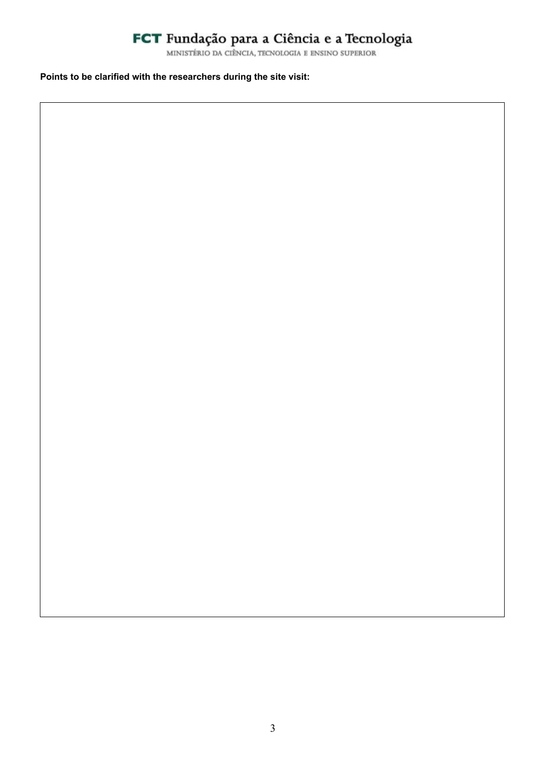**Points to be clarified with the researchers during the site visit:**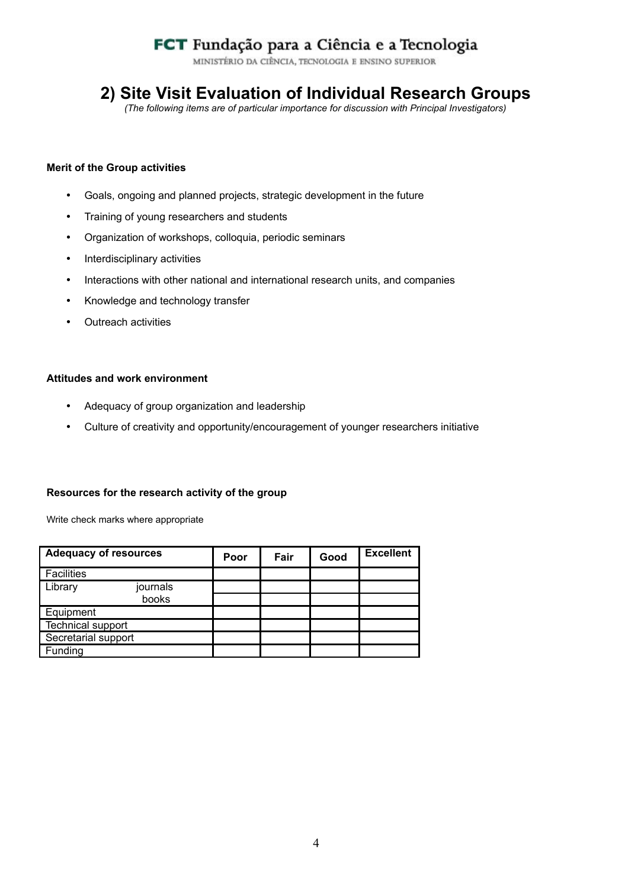## 2) Site Visit Evaluation of Individual Research Groups

*(The following items are of particular importance for discussion with Principal Investigators)*

**Merit of the Group activities**

- Goals, ongoing and planned projects, strategic development in the future
- Training of young researchers and students
- Organization of workshops, colloquia, periodic seminars
- Interdisciplinary activities
- Interactions with other national and international research units, and companies
- Knowledge and technology transfer
- Outreach activities

**Attitudes and work environment**

- Adequacy of group organization and leadership
- Culture of creativity and opportunity/encouragement of younger researchers initiative

**Resources for the research activity of the group**

Write check marks where appropriate

| Adequacy of resources | | Poor | Fair | Good | Excellent |
|---|---|---|---|---|---|
| Facilities | | | | | |
| Library | journals | | | | |
| | books | | | | |
| Equipment | | | | | |
| Technical support | | | | | |
| Secretarial support | | | | | |
| Funding | | | | | |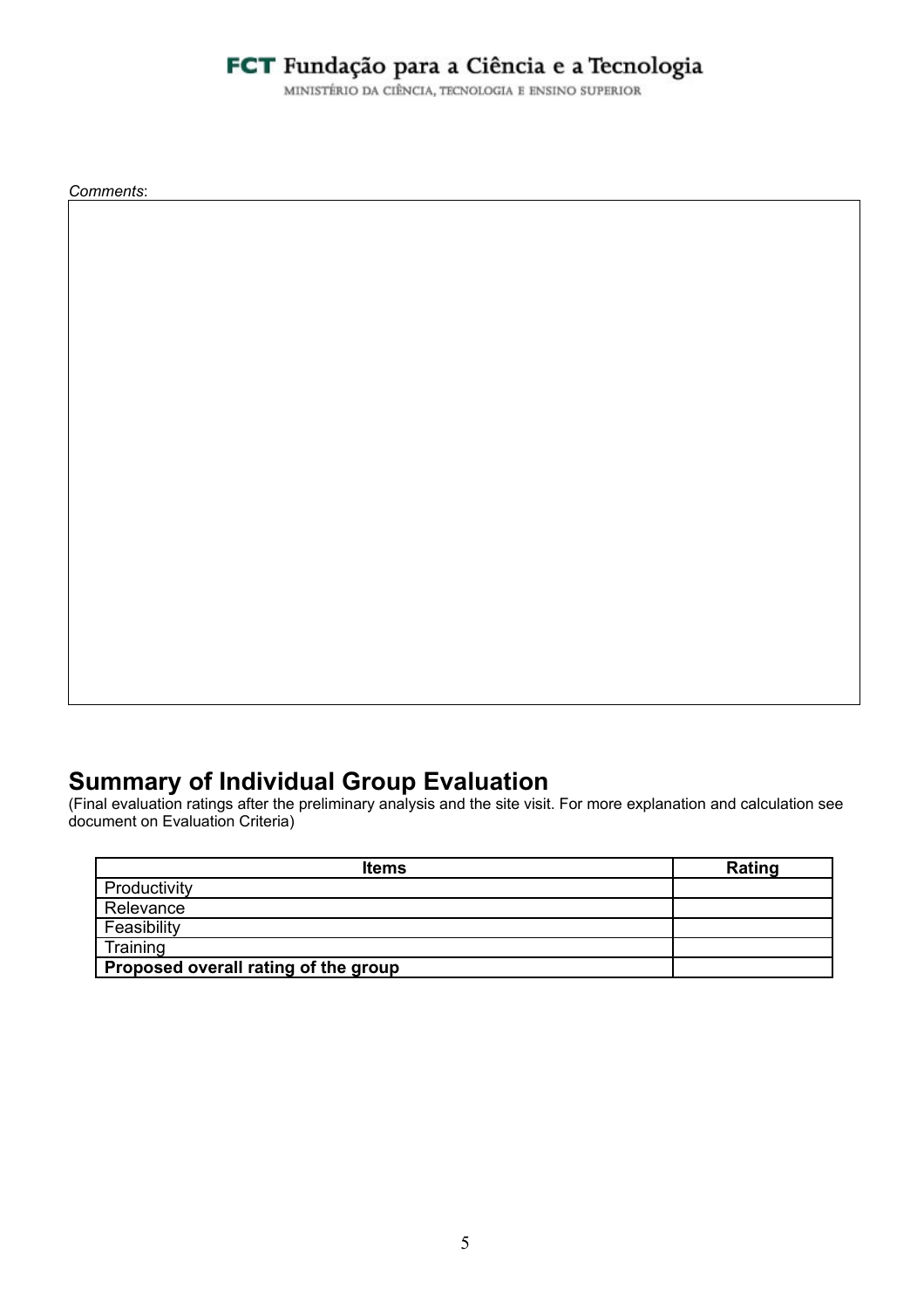*Comments*:

## Summary of Individual Group Evaluation

(Final evaluation ratings after the preliminary analysis and the site visit. For more explanation and calculation see document on Evaluation Criteria)

| Items | Rating |
|---|---|
| Productivity | |
| Relevance | |
| Feasibility | |
| Training | |
| **Proposed overall rating of the group** | |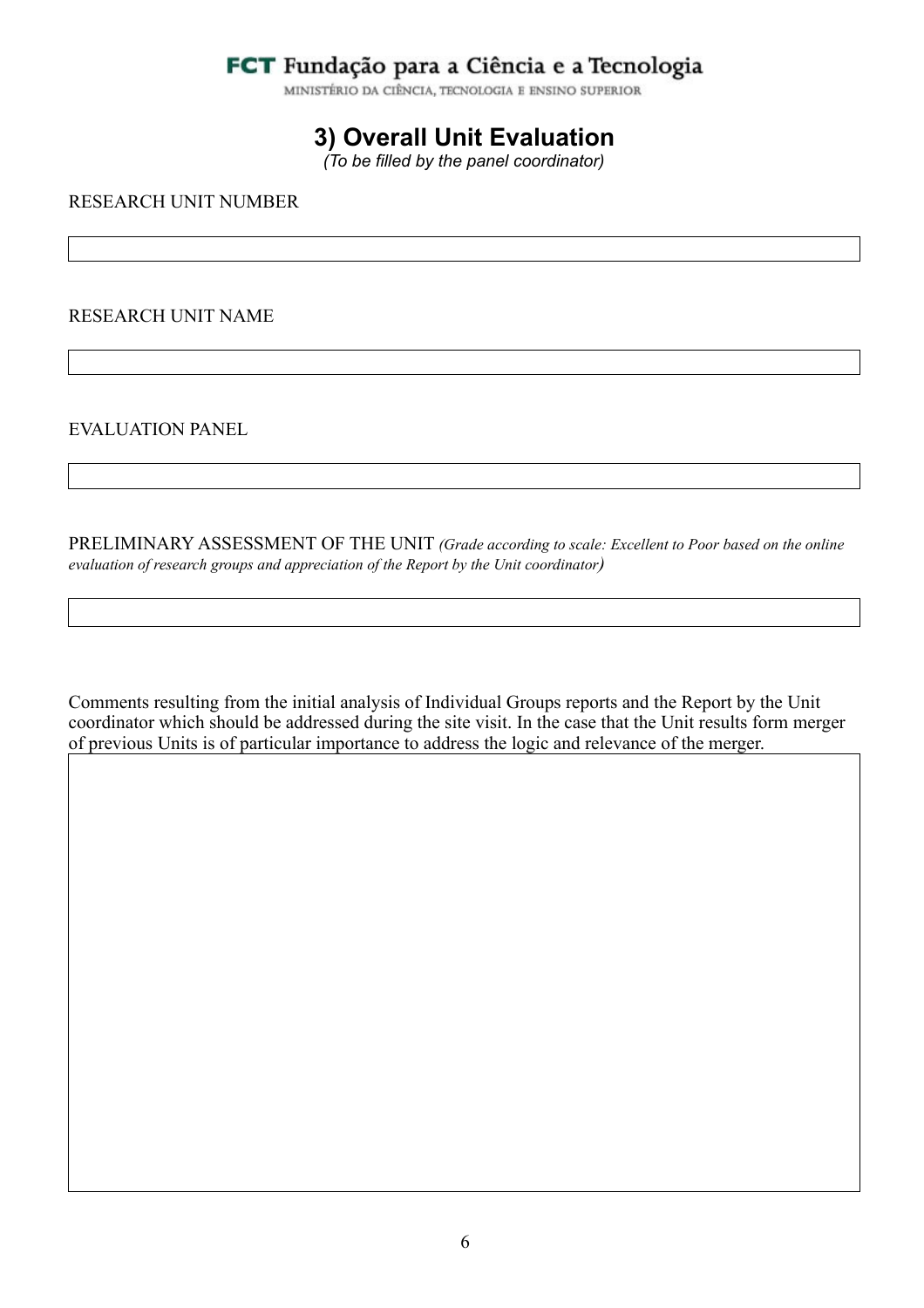FCT Fundação para a Ciência e a Tecnologia

MINISTÉRIO DA CIÊNCIA, TECNOLOGIA E ENSINO SUPERIOR

# 3) Overall Unit Evaluation

*(To be filled by the panel coordinator)*

RESEARCH UNIT NUMBER

RESEARCH UNIT NAME

EVALUATION PANEL

PRELIMINARY ASSESSMENT OF THE UNIT *(Grade according to scale: Excellent to Poor based on the online evaluation of research groups and appreciation of the Report by the Unit coordinator)*

Comments resulting from the initial analysis of Individual Groups reports and the Report by the Unit coordinator which should be addressed during the site visit. In the case that the Unit results form merger of previous Units is of particular importance to address the logic and relevance of the merger.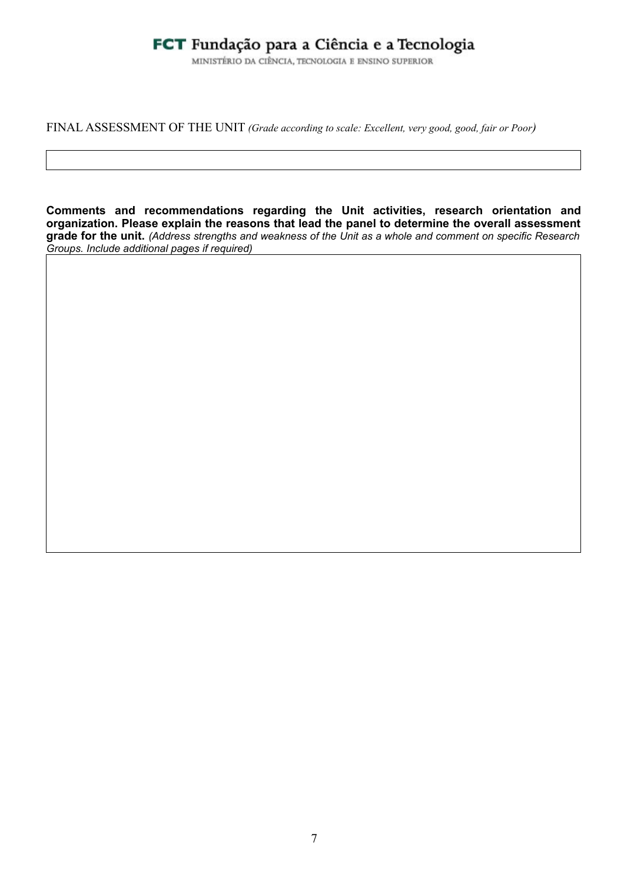FINAL ASSESSMENT OF THE UNIT *(Grade according to scale: Excellent, very good, good, fair or Poor)*

| |
|---|
| |

**Comments and recommendations regarding the Unit activities, research orientation and organization. Please explain the reasons that lead the panel to determine the overall assessment grade for the unit.** *(Address strengths and weakness of the Unit as a whole and comment on specific Research Groups. Include additional pages if required)*

| |
|---|
| |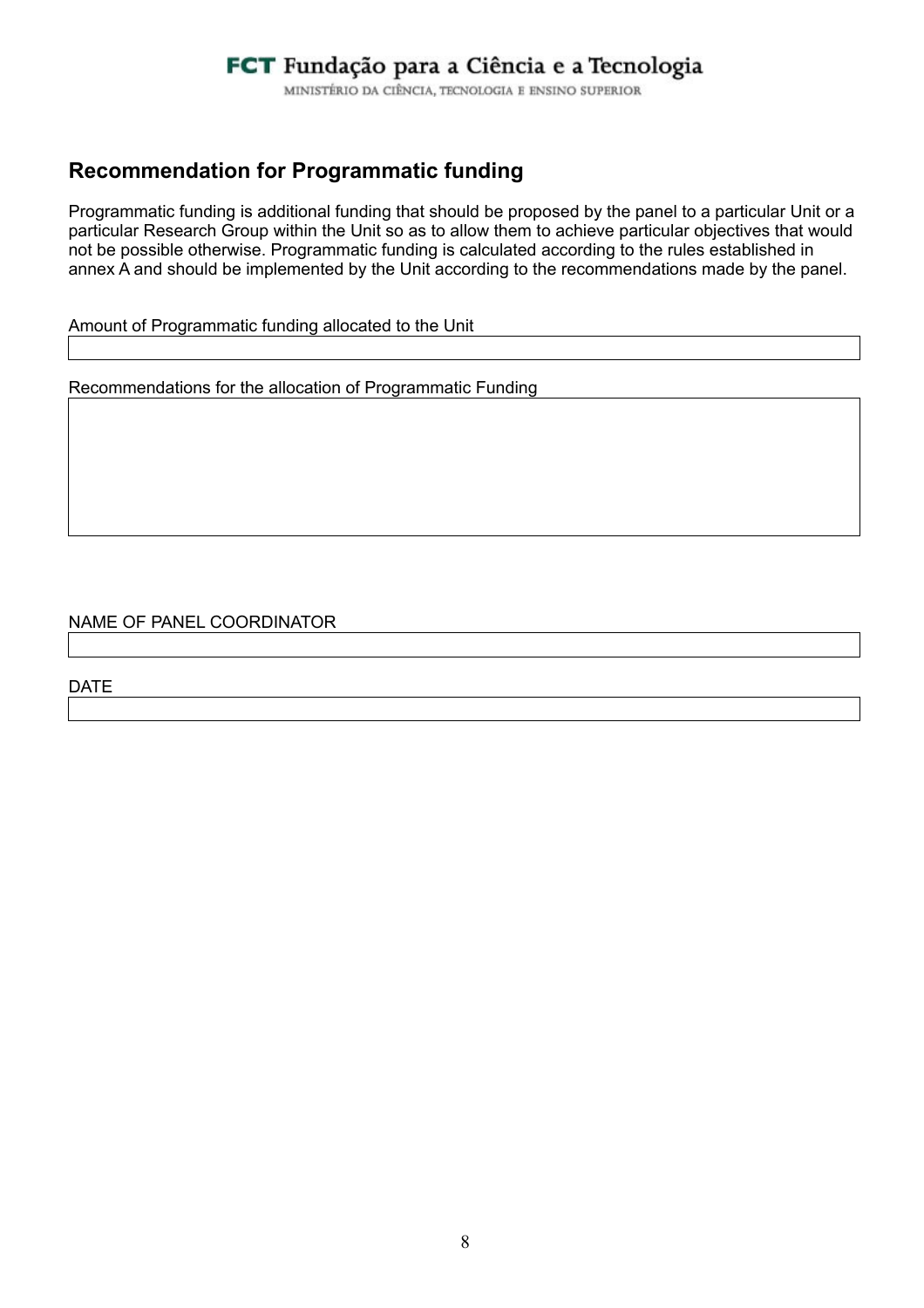FCT Fundação para a Ciência e a Tecnologia

MINISTÉRIO DA CIÊNCIA, TECNOLOGIA E ENSINO SUPERIOR

## Recommendation for Programmatic funding

Programmatic funding is additional funding that should be proposed by the panel to a particular Unit or a particular Research Group within the Unit so as to allow them to achieve particular objectives that would not be possible otherwise. Programmatic funding is calculated according to the rules established in annex A and should be implemented by the Unit according to the recommendations made by the panel.

Amount of Programmatic funding allocated to the Unit

| |
|---|
| |

Recommendations for the allocation of Programmatic Funding

| |
|---|
| |

NAME OF PANEL COORDINATOR

| |
|---|
| |

DATE

| |
|---|
| |